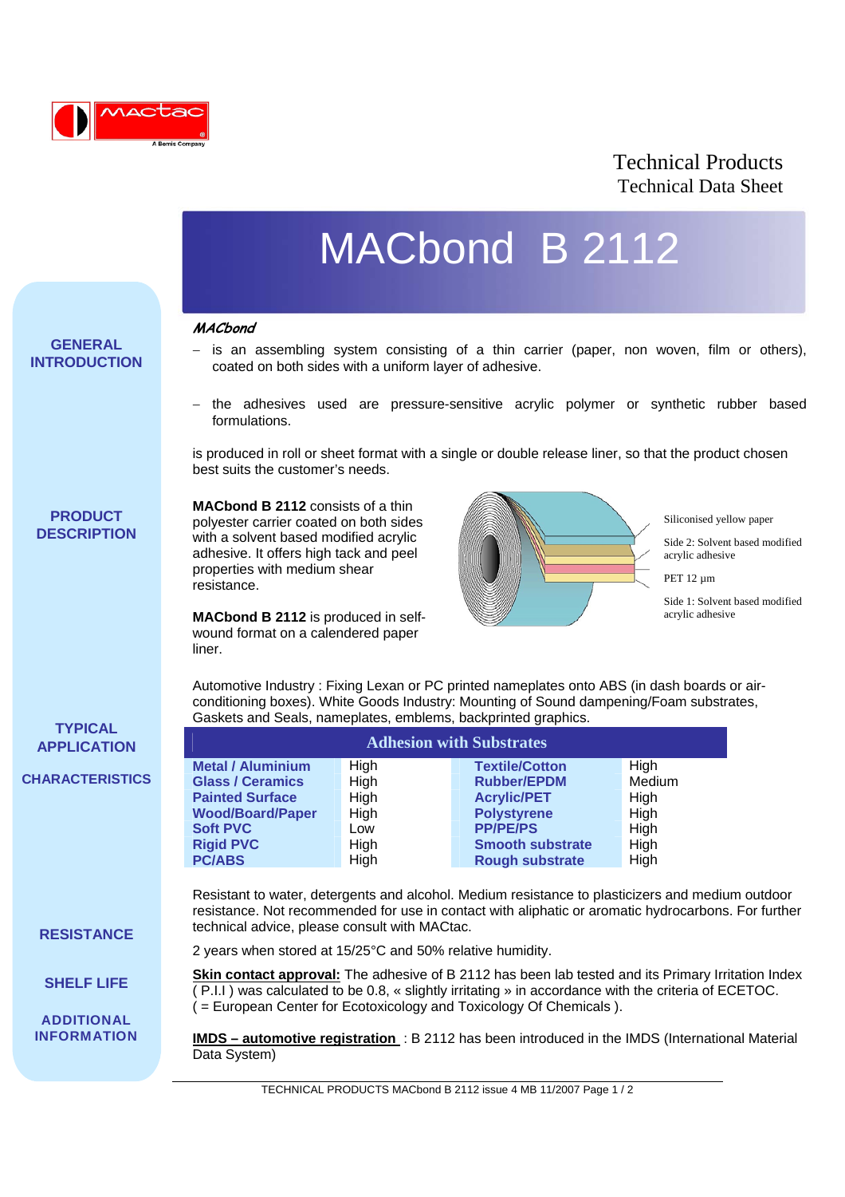Technical Products
Technical Data Sheet

# MACbond B 2112

## GENERAL INTRODUCTION

***MACbond***

- is an assembling system consisting of a thin carrier (paper, non woven, film or others), coated on both sides with a uniform layer of adhesive.
- the adhesives used are pressure-sensitive acrylic polymer or synthetic rubber based formulations.

is produced in roll or sheet format with a single or double release liner, so that the product chosen best suits the customer's needs.

## PRODUCT DESCRIPTION

**MACbond B 2112** consists of a thin polyester carrier coated on both sides with a solvent based modified acrylic adhesive. It offers high tack and peel properties with medium shear resistance.

**MACbond B 2112** is produced in self-wound format on a calendered paper liner.

Siliconised yellow paper

Side 2: Solvent based modified acrylic adhesive

PET 12 µm

Side 1: Solvent based modified acrylic adhesive

## TYPICAL APPLICATION

Automotive Industry : Fixing Lexan or PC printed nameplates onto ABS (in dash boards or air-conditioning boxes). White Goods Industry: Mounting of Sound dampening/Foam substrates, Gaskets and Seals, nameplates, emblems, backprinted graphics.

## CHARACTERISTICS

| Adhesion with Substrates | | | |
|---|---|---|---|
| **Metal / Aluminium** | High | **Textile/Cotton** | High |
| **Glass / Ceramics** | High | **Rubber/EPDM** | Medium |
| **Painted Surface** | High | **Acrylic/PET** | High |
| **Wood/Board/Paper** | High | **Polystyrene** | High |
| **Soft PVC** | Low | **PP/PE/PS** | High |
| **Rigid PVC** | High | **Smooth substrate** | High |
| **PC/ABS** | High | **Rough substrate** | High |

## RESISTANCE

Resistant to water, detergents and alcohol. Medium resistance to plasticizers and medium outdoor resistance. Not recommended for use in contact with aliphatic or aromatic hydrocarbons. For further technical advice, please consult with MACtac.

## SHELF LIFE

2 years when stored at 15/25°C and 50% relative humidity.

## ADDITIONAL INFORMATION

**Skin contact approval:** The adhesive of B 2112 has been lab tested and its Primary Irritation Index ( P.I.I ) was calculated to be 0.8, « slightly irritating » in accordance with the criteria of ECETOC.
( = European Center for Ecotoxicology and Toxicology Of Chemicals ).

**IMDS – automotive registration** : B 2112 has been introduced in the IMDS (International Material Data System)

TECHNICAL PRODUCTS MACbond B 2112 issue 4 MB 11/2007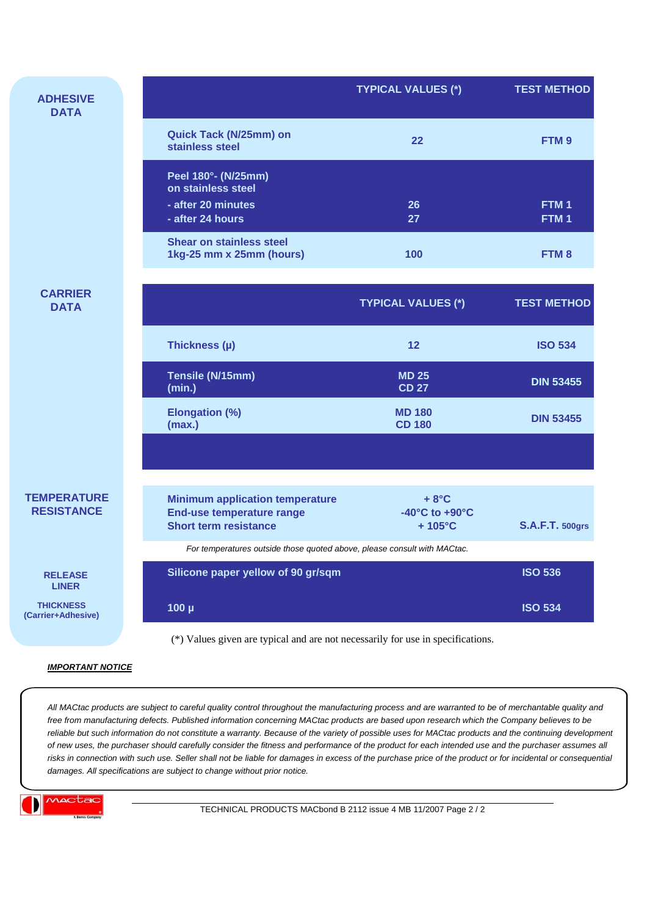## ADHESIVE DATA

| | TYPICAL VALUES (*) | TEST METHOD |
|---|---|---|
| Quick Tack (N/25mm) on stainless steel | 22 | FTM 9 |
| Peel 180°- (N/25mm) on stainless steel | | |
| - after 20 minutes | 26 | FTM 1 |
| - after 24 hours | 27 | FTM 1 |
| Shear on stainless steel 1kg-25 mm x 25mm (hours) | 100 | FTM 8 |

## CARRIER DATA

| | TYPICAL VALUES (*) | TEST METHOD |
|---|---|---|
| Thickness (μ) | 12 | ISO 534 |
| Tensile (N/15mm) (min.) | MD 25<br>CD 27 | DIN 53455 |
| Elongation (%) (max.) | MD 180<br>CD 180 | DIN 53455 |

## TEMPERATURE RESISTANCE

| | | |
|---|---|---|
| Minimum application temperature | + 8°C | |
| End-use temperature range | -40°C to +90°C | |
| Short term resistance | + 105°C | S.A.F.T. 500grs |

*For temperatures outside those quoted above, please consult with MACtac.*

## RELEASE LINER

| | | |
|---|---|---|
| RELEASE LINER | Silicone paper yellow of 90 gr/sqm | ISO 536 |
| THICKNESS (Carrier+Adhesive) | 100 μ | ISO 534 |

(*) Values given are typical and are not necessarily for use in specifications.

***IMPORTANT NOTICE***

*All MACtac products are subject to careful quality control throughout the manufacturing process and are warranted to be of merchantable quality and free from manufacturing defects. Published information concerning MACtac products are based upon research which the Company believes to be reliable but such information do not constitute a warranty. Because of the variety of possible uses for MACtac products and the continuing development of new uses, the purchaser should carefully consider the fitness and performance of the product for each intended use and the purchaser assumes all risks in connection with such use. Seller shall not be liable for damages in excess of the purchase price of the product or for incidental or consequential damages. All specifications are subject to change without prior notice.*

TECHNICAL PRODUCTS MACbond B 2112 issue 4 MB 11/2007